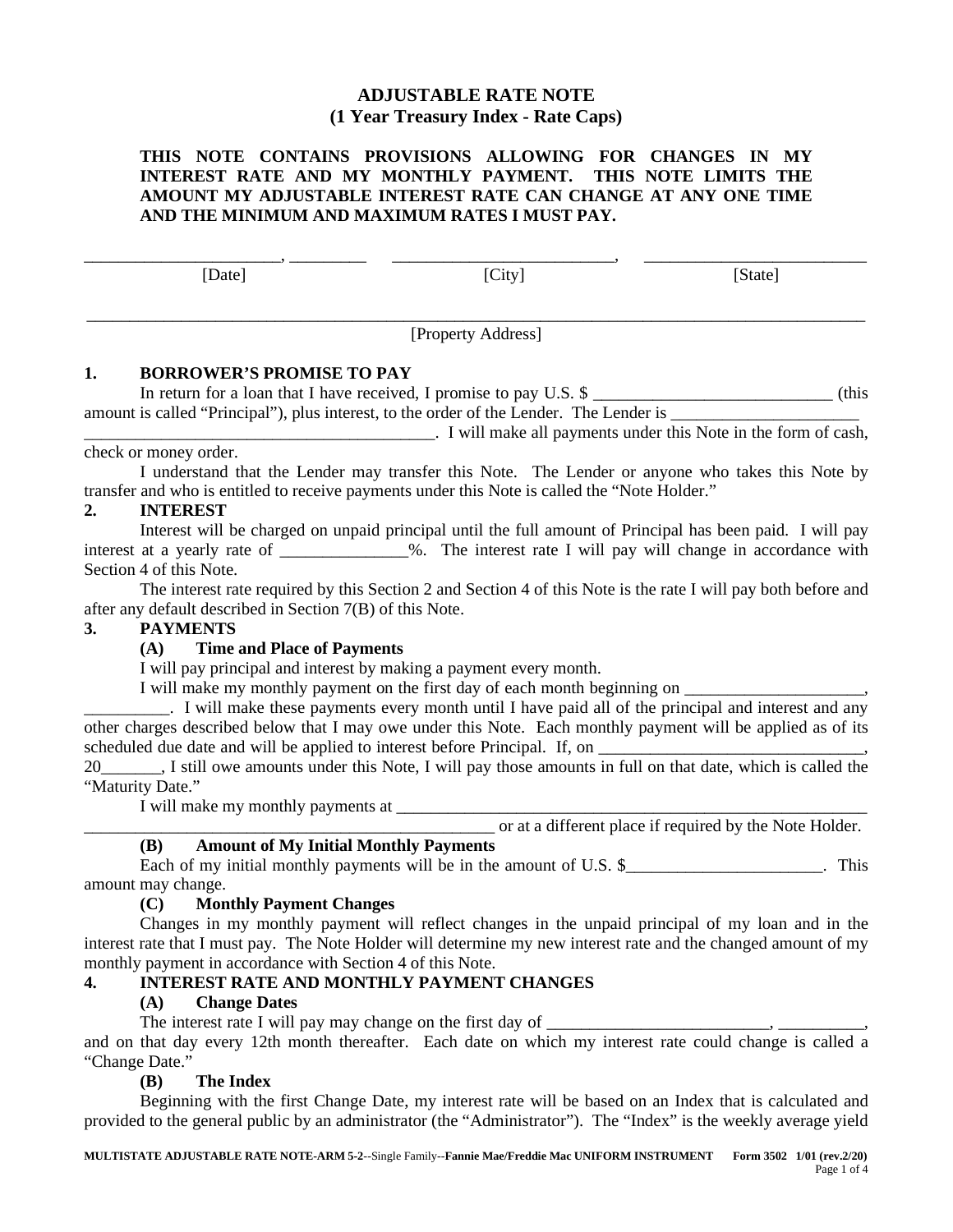# ADJUSTABLE RATE NOTE
## (1 Year Treasury Index - Rate Caps)

**THIS NOTE CONTAINS PROVISIONS ALLOWING FOR CHANGES IN MY INTEREST RATE AND MY MONTHLY PAYMENT. THIS NOTE LIMITS THE AMOUNT MY ADJUSTABLE INTEREST RATE CAN CHANGE AT ANY ONE TIME AND THE MINIMUM AND MAXIMUM RATES I MUST PAY.**

______________________, _________ [Date] __________________________, [City] __________________________ [State]

________________________________________________________________________________________ [Property Address]

**1. BORROWER'S PROMISE TO PAY**

In return for a loan that I have received, I promise to pay U.S. $ ____________________________ (this amount is called "Principal"), plus interest, to the order of the Lender. The Lender is ______________________ __________________________________________. I will make all payments under this Note in the form of cash, check or money order.

I understand that the Lender may transfer this Note. The Lender or anyone who takes this Note by transfer and who is entitled to receive payments under this Note is called the "Note Holder."

**2. INTEREST**

Interest will be charged on unpaid principal until the full amount of Principal has been paid. I will pay interest at a yearly rate of _______________%. The interest rate I will pay will change in accordance with Section 4 of this Note.

The interest rate required by this Section 2 and Section 4 of this Note is the rate I will pay both before and after any default described in Section 7(B) of this Note.

**3. PAYMENTS**

**(A) Time and Place of Payments**

I will pay principal and interest by making a payment every month.

I will make my monthly payment on the first day of each month beginning on _____________________, __________. I will make these payments every month until I have paid all of the principal and interest and any other charges described below that I may owe under this Note. Each monthly payment will be applied as of its scheduled due date and will be applied to interest before Principal. If, on _______________________________, 20_______, I still owe amounts under this Note, I will pay those amounts in full on that date, which is called the "Maturity Date."

I will make my monthly payments at _________________________________________________________ __________________________________________________ or at a different place if required by the Note Holder.

**(B) Amount of My Initial Monthly Payments**

Each of my initial monthly payments will be in the amount of U.S. $_______________________. This amount may change.

**(C) Monthly Payment Changes**

Changes in my monthly payment will reflect changes in the unpaid principal of my loan and in the interest rate that I must pay. The Note Holder will determine my new interest rate and the changed amount of my monthly payment in accordance with Section 4 of this Note.

**4. INTEREST RATE AND MONTHLY PAYMENT CHANGES**

**(A) Change Dates**

The interest rate I will pay may change on the first day of __________________________, __________, and on that day every 12th month thereafter. Each date on which my interest rate could change is called a "Change Date."

**(B) The Index**

Beginning with the first Change Date, my interest rate will be based on an Index that is calculated and provided to the general public by an administrator (the "Administrator"). The "Index" is the weekly average yield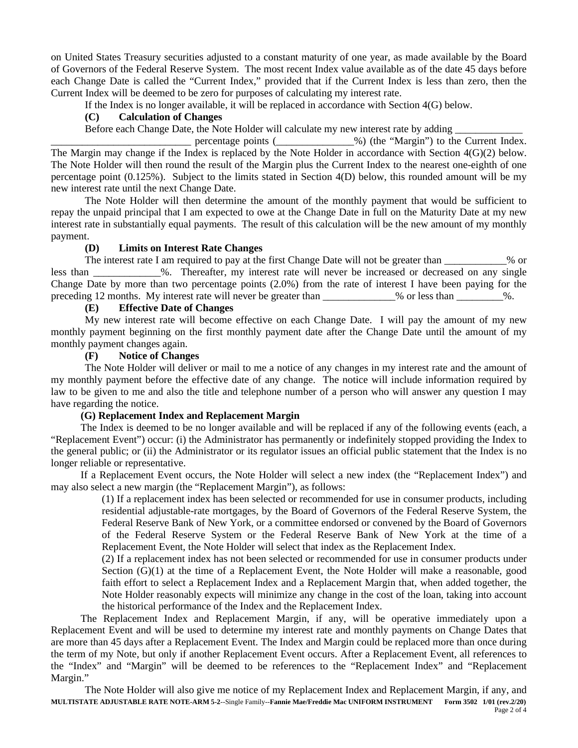on United States Treasury securities adjusted to a constant maturity of one year, as made available by the Board of Governors of the Federal Reserve System. The most recent Index value available as of the date 45 days before each Change Date is called the "Current Index," provided that if the Current Index is less than zero, then the Current Index will be deemed to be zero for purposes of calculating my interest rate.

If the Index is no longer available, it will be replaced in accordance with Section 4(G) below.

**(C) Calculation of Changes**

Before each Change Date, the Note Holder will calculate my new interest rate by adding ________________________________________ percentage points (_______________%) (the "Margin") to the Current Index. The Margin may change if the Index is replaced by the Note Holder in accordance with Section 4(G)(2) below. The Note Holder will then round the result of the Margin plus the Current Index to the nearest one-eighth of one percentage point (0.125%). Subject to the limits stated in Section 4(D) below, this rounded amount will be my new interest rate until the next Change Date.

The Note Holder will then determine the amount of the monthly payment that would be sufficient to repay the unpaid principal that I am expected to owe at the Change Date in full on the Maturity Date at my new interest rate in substantially equal payments. The result of this calculation will be the new amount of my monthly payment.

**(D) Limits on Interest Rate Changes**

The interest rate I am required to pay at the first Change Date will not be greater than ____________% or less than _____________%. Thereafter, my interest rate will never be increased or decreased on any single Change Date by more than two percentage points (2.0%) from the rate of interest I have been paying for the preceding 12 months. My interest rate will never be greater than ______________% or less than _________%.

**(E) Effective Date of Changes**

My new interest rate will become effective on each Change Date. I will pay the amount of my new monthly payment beginning on the first monthly payment date after the Change Date until the amount of my monthly payment changes again.

**(F) Notice of Changes**

The Note Holder will deliver or mail to me a notice of any changes in my interest rate and the amount of my monthly payment before the effective date of any change. The notice will include information required by law to be given to me and also the title and telephone number of a person who will answer any question I may have regarding the notice.

**(G) Replacement Index and Replacement Margin**

The Index is deemed to be no longer available and will be replaced if any of the following events (each, a "Replacement Event") occur: (i) the Administrator has permanently or indefinitely stopped providing the Index to the general public; or (ii) the Administrator or its regulator issues an official public statement that the Index is no longer reliable or representative.

If a Replacement Event occurs, the Note Holder will select a new index (the "Replacement Index") and may also select a new margin (the "Replacement Margin"), as follows:

(1) If a replacement index has been selected or recommended for use in consumer products, including residential adjustable-rate mortgages, by the Board of Governors of the Federal Reserve System, the Federal Reserve Bank of New York, or a committee endorsed or convened by the Board of Governors of the Federal Reserve System or the Federal Reserve Bank of New York at the time of a Replacement Event, the Note Holder will select that index as the Replacement Index.

(2) If a replacement index has not been selected or recommended for use in consumer products under Section (G)(1) at the time of a Replacement Event, the Note Holder will make a reasonable, good faith effort to select a Replacement Index and a Replacement Margin that, when added together, the Note Holder reasonably expects will minimize any change in the cost of the loan, taking into account the historical performance of the Index and the Replacement Index.

The Replacement Index and Replacement Margin, if any, will be operative immediately upon a Replacement Event and will be used to determine my interest rate and monthly payments on Change Dates that are more than 45 days after a Replacement Event. The Index and Margin could be replaced more than once during the term of my Note, but only if another Replacement Event occurs. After a Replacement Event, all references to the "Index" and "Margin" will be deemed to be references to the "Replacement Index" and "Replacement Margin."

The Note Holder will also give me notice of my Replacement Index and Replacement Margin, if any, and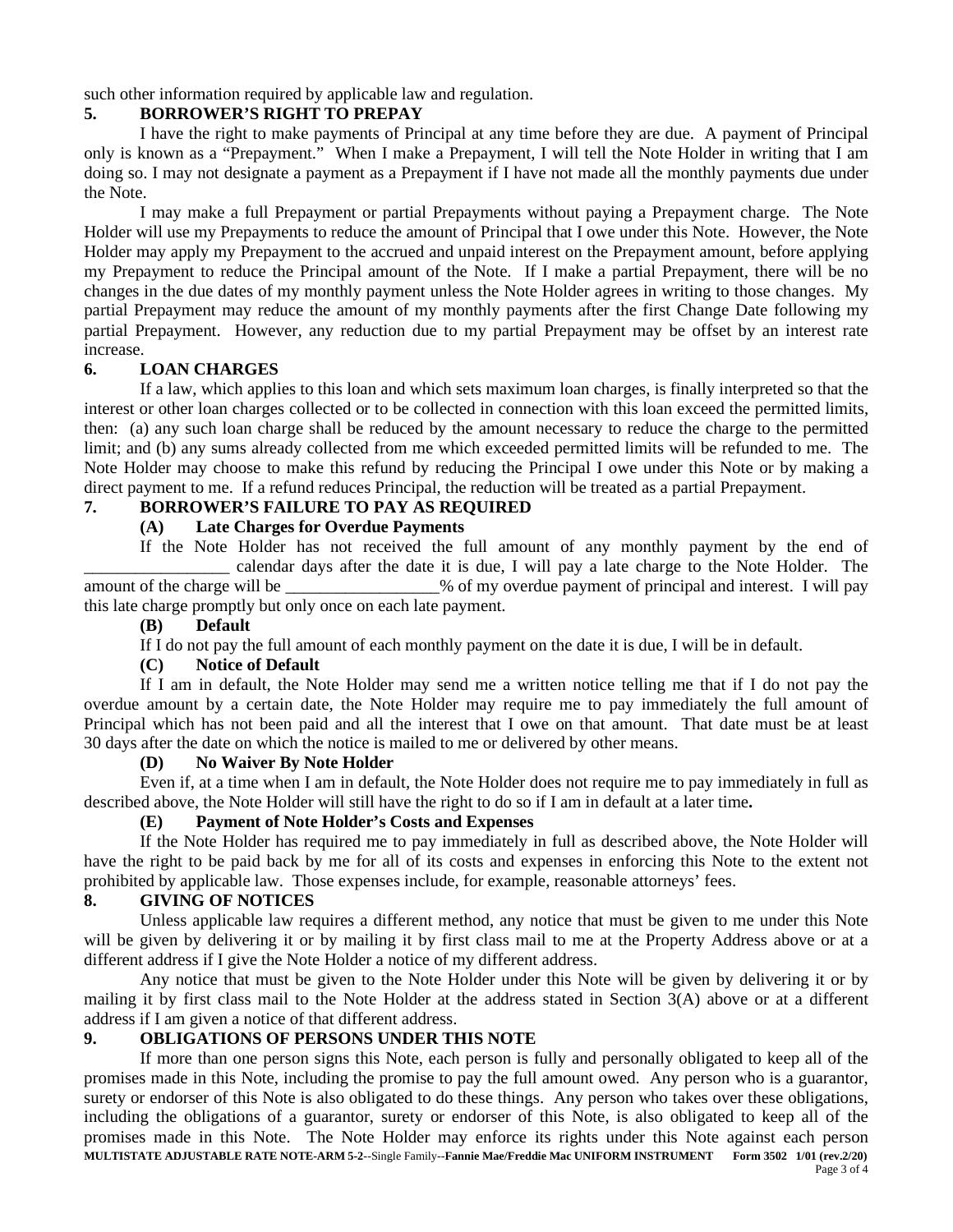such other information required by applicable law and regulation.

## 5. BORROWER'S RIGHT TO PREPAY

I have the right to make payments of Principal at any time before they are due. A payment of Principal only is known as a "Prepayment." When I make a Prepayment, I will tell the Note Holder in writing that I am doing so. I may not designate a payment as a Prepayment if I have not made all the monthly payments due under the Note.

I may make a full Prepayment or partial Prepayments without paying a Prepayment charge. The Note Holder will use my Prepayments to reduce the amount of Principal that I owe under this Note. However, the Note Holder may apply my Prepayment to the accrued and unpaid interest on the Prepayment amount, before applying my Prepayment to reduce the Principal amount of the Note. If I make a partial Prepayment, there will be no changes in the due dates of my monthly payment unless the Note Holder agrees in writing to those changes. My partial Prepayment may reduce the amount of my monthly payments after the first Change Date following my partial Prepayment. However, any reduction due to my partial Prepayment may be offset by an interest rate increase.

## 6. LOAN CHARGES

If a law, which applies to this loan and which sets maximum loan charges, is finally interpreted so that the interest or other loan charges collected or to be collected in connection with this loan exceed the permitted limits, then: (a) any such loan charge shall be reduced by the amount necessary to reduce the charge to the permitted limit; and (b) any sums already collected from me which exceeded permitted limits will be refunded to me. The Note Holder may choose to make this refund by reducing the Principal I owe under this Note or by making a direct payment to me. If a refund reduces Principal, the reduction will be treated as a partial Prepayment.

## 7. BORROWER'S FAILURE TO PAY AS REQUIRED

### (A) Late Charges for Overdue Payments

If the Note Holder has not received the full amount of any monthly payment by the end of _________________ calendar days after the date it is due, I will pay a late charge to the Note Holder. The amount of the charge will be __________________% of my overdue payment of principal and interest. I will pay this late charge promptly but only once on each late payment.

### (B) Default

If I do not pay the full amount of each monthly payment on the date it is due, I will be in default.

### (C) Notice of Default

If I am in default, the Note Holder may send me a written notice telling me that if I do not pay the overdue amount by a certain date, the Note Holder may require me to pay immediately the full amount of Principal which has not been paid and all the interest that I owe on that amount. That date must be at least 30 days after the date on which the notice is mailed to me or delivered by other means.

### (D) No Waiver By Note Holder

Even if, at a time when I am in default, the Note Holder does not require me to pay immediately in full as described above, the Note Holder will still have the right to do so if I am in default at a later time.

### (E) Payment of Note Holder's Costs and Expenses

If the Note Holder has required me to pay immediately in full as described above, the Note Holder will have the right to be paid back by me for all of its costs and expenses in enforcing this Note to the extent not prohibited by applicable law. Those expenses include, for example, reasonable attorneys' fees.

## 8. GIVING OF NOTICES

Unless applicable law requires a different method, any notice that must be given to me under this Note will be given by delivering it or by mailing it by first class mail to me at the Property Address above or at a different address if I give the Note Holder a notice of my different address.

Any notice that must be given to the Note Holder under this Note will be given by delivering it or by mailing it by first class mail to the Note Holder at the address stated in Section 3(A) above or at a different address if I am given a notice of that different address.

## 9. OBLIGATIONS OF PERSONS UNDER THIS NOTE

If more than one person signs this Note, each person is fully and personally obligated to keep all of the promises made in this Note, including the promise to pay the full amount owed. Any person who is a guarantor, surety or endorser of this Note is also obligated to do these things. Any person who takes over these obligations, including the obligations of a guarantor, surety or endorser of this Note, is also obligated to keep all of the promises made in this Note. The Note Holder may enforce its rights under this Note against each person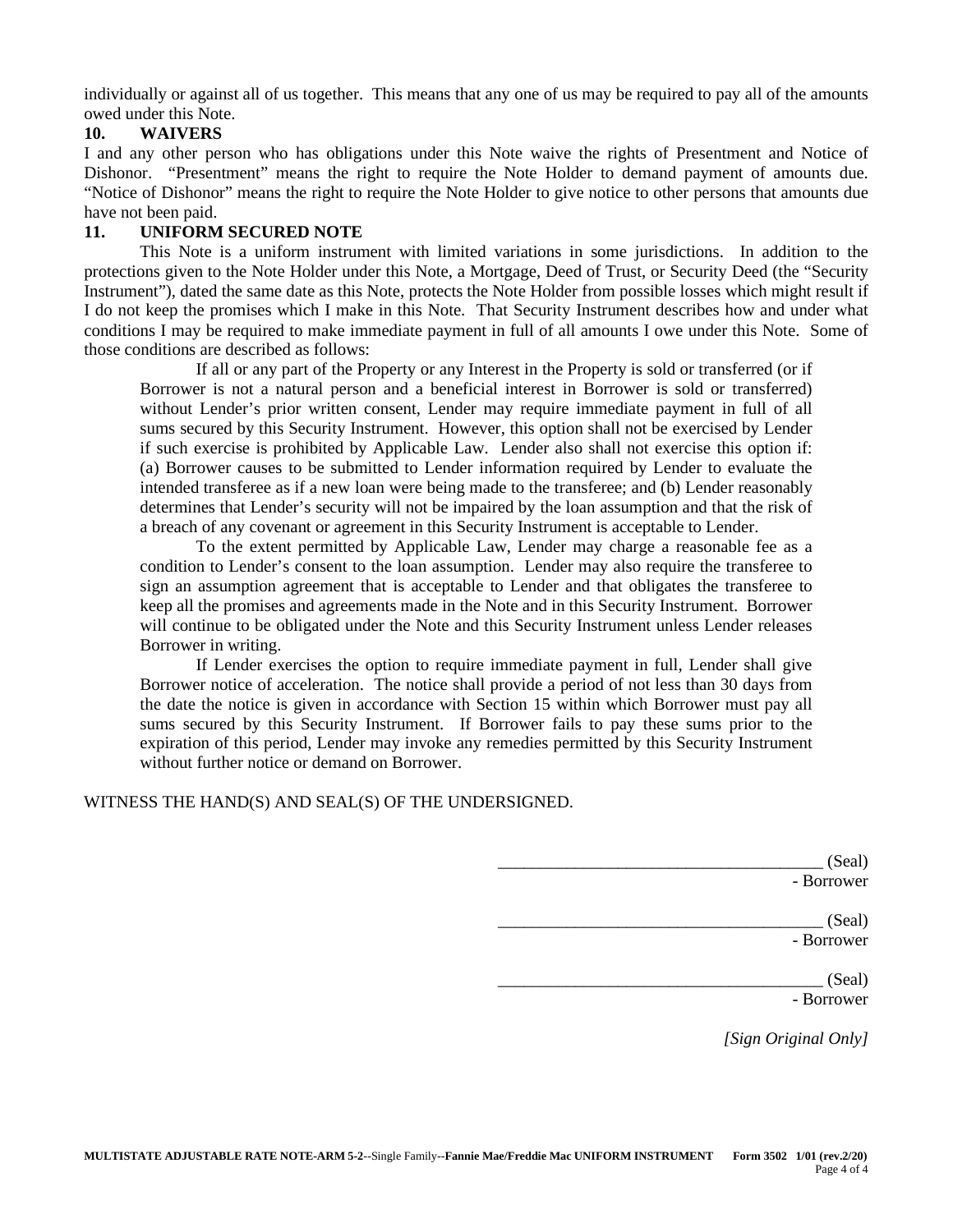individually or against all of us together. This means that any one of us may be required to pay all of the amounts owed under this Note.

**10. WAIVERS**

I and any other person who has obligations under this Note waive the rights of Presentment and Notice of Dishonor. "Presentment" means the right to require the Note Holder to demand payment of amounts due. "Notice of Dishonor" means the right to require the Note Holder to give notice to other persons that amounts due have not been paid.

**11. UNIFORM SECURED NOTE**

This Note is a uniform instrument with limited variations in some jurisdictions. In addition to the protections given to the Note Holder under this Note, a Mortgage, Deed of Trust, or Security Deed (the "Security Instrument"), dated the same date as this Note, protects the Note Holder from possible losses which might result if I do not keep the promises which I make in this Note. That Security Instrument describes how and under what conditions I may be required to make immediate payment in full of all amounts I owe under this Note. Some of those conditions are described as follows:

> If all or any part of the Property or any Interest in the Property is sold or transferred (or if Borrower is not a natural person and a beneficial interest in Borrower is sold or transferred) without Lender's prior written consent, Lender may require immediate payment in full of all sums secured by this Security Instrument. However, this option shall not be exercised by Lender if such exercise is prohibited by Applicable Law. Lender also shall not exercise this option if: (a) Borrower causes to be submitted to Lender information required by Lender to evaluate the intended transferee as if a new loan were being made to the transferee; and (b) Lender reasonably determines that Lender's security will not be impaired by the loan assumption and that the risk of a breach of any covenant or agreement in this Security Instrument is acceptable to Lender.
>
> To the extent permitted by Applicable Law, Lender may charge a reasonable fee as a condition to Lender's consent to the loan assumption. Lender may also require the transferee to sign an assumption agreement that is acceptable to Lender and that obligates the transferee to keep all the promises and agreements made in the Note and in this Security Instrument. Borrower will continue to be obligated under the Note and this Security Instrument unless Lender releases Borrower in writing.
>
> If Lender exercises the option to require immediate payment in full, Lender shall give Borrower notice of acceleration. The notice shall provide a period of not less than 30 days from the date the notice is given in accordance with Section 15 within which Borrower must pay all sums secured by this Security Instrument. If Borrower fails to pay these sums prior to the expiration of this period, Lender may invoke any remedies permitted by this Security Instrument without further notice or demand on Borrower.

WITNESS THE HAND(S) AND SEAL(S) OF THE UNDERSIGNED.

_______________________________________ (Seal)
- Borrower

_______________________________________ (Seal)
- Borrower

_______________________________________ (Seal)
- Borrower

*[Sign Original Only]*

**MULTISTATE ADJUSTABLE RATE NOTE-ARM 5-2**--Single Family--**Fannie Mae/Freddie Mac UNIFORM INSTRUMENT Form 3502 1/01 (rev.2/20)**